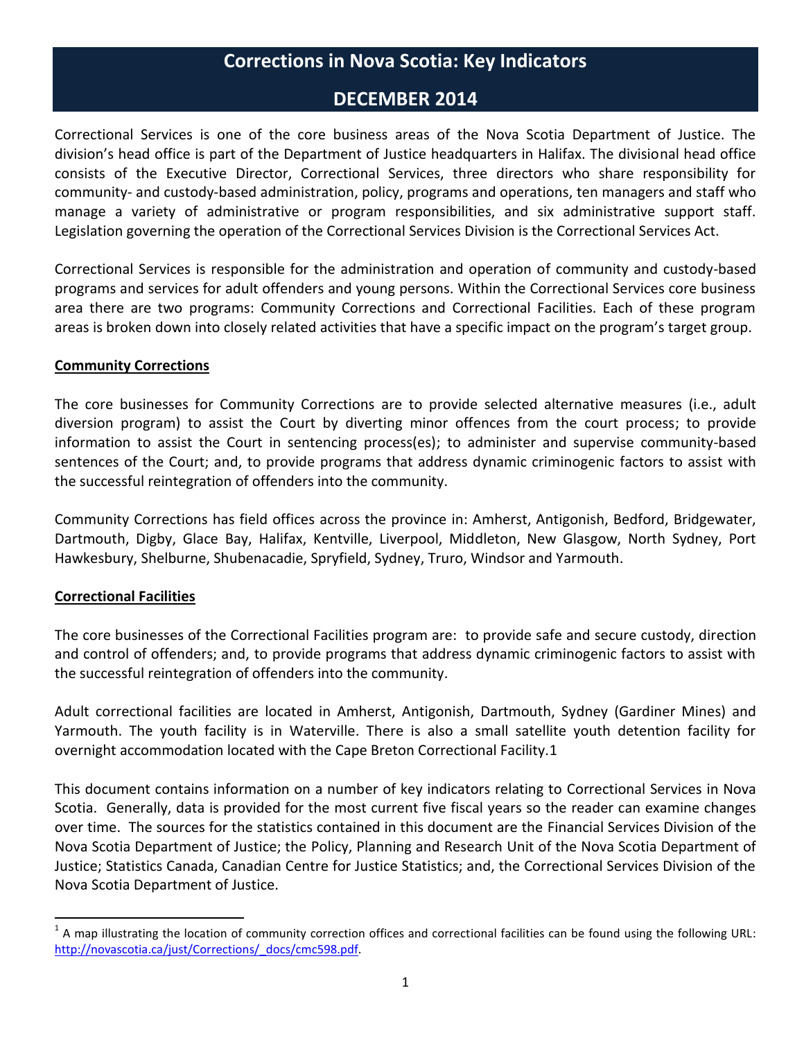# Corrections in Nova Scotia: Key Indicators

## DECEMBER 2014

Correctional Services is one of the core business areas of the Nova Scotia Department of Justice. The division's head office is part of the Department of Justice headquarters in Halifax. The divisional head office consists of the Executive Director, Correctional Services, three directors who share responsibility for community- and custody-based administration, policy, programs and operations, ten managers and staff who manage a variety of administrative or program responsibilities, and six administrative support staff. Legislation governing the operation of the Correctional Services Division is the Correctional Services Act.

Correctional Services is responsible for the administration and operation of community and custody-based programs and services for adult offenders and young persons. Within the Correctional Services core business area there are two programs: Community Corrections and Correctional Facilities. Each of these program areas is broken down into closely related activities that have a specific impact on the program's target group.

**Community Corrections**

The core businesses for Community Corrections are to provide selected alternative measures (i.e., adult diversion program) to assist the Court by diverting minor offences from the court process; to provide information to assist the Court in sentencing process(es); to administer and supervise community-based sentences of the Court; and, to provide programs that address dynamic criminogenic factors to assist with the successful reintegration of offenders into the community.

Community Corrections has field offices across the province in: Amherst, Antigonish, Bedford, Bridgewater, Dartmouth, Digby, Glace Bay, Halifax, Kentville, Liverpool, Middleton, New Glasgow, North Sydney, Port Hawkesbury, Shelburne, Shubenacadie, Spryfield, Sydney, Truro, Windsor and Yarmouth.

**Correctional Facilities**

The core businesses of the Correctional Facilities program are: to provide safe and secure custody, direction and control of offenders; and, to provide programs that address dynamic criminogenic factors to assist with the successful reintegration of offenders into the community.

Adult correctional facilities are located in Amherst, Antigonish, Dartmouth, Sydney (Gardiner Mines) and Yarmouth. The youth facility is in Waterville. There is also a small satellite youth detention facility for overnight accommodation located with the Cape Breton Correctional Facility.[1]

This document contains information on a number of key indicators relating to Correctional Services in Nova Scotia. Generally, data is provided for the most current five fiscal years so the reader can examine changes over time. The sources for the statistics contained in this document are the Financial Services Division of the Nova Scotia Department of Justice; the Policy, Planning and Research Unit of the Nova Scotia Department of Justice; Statistics Canada, Canadian Centre for Justice Statistics; and, the Correctional Services Division of the Nova Scotia Department of Justice.

---

[1] A map illustrating the location of community correction offices and correctional facilities can be found using the following URL: http://novascotia.ca/just/Corrections/_docs/cmc598.pdf.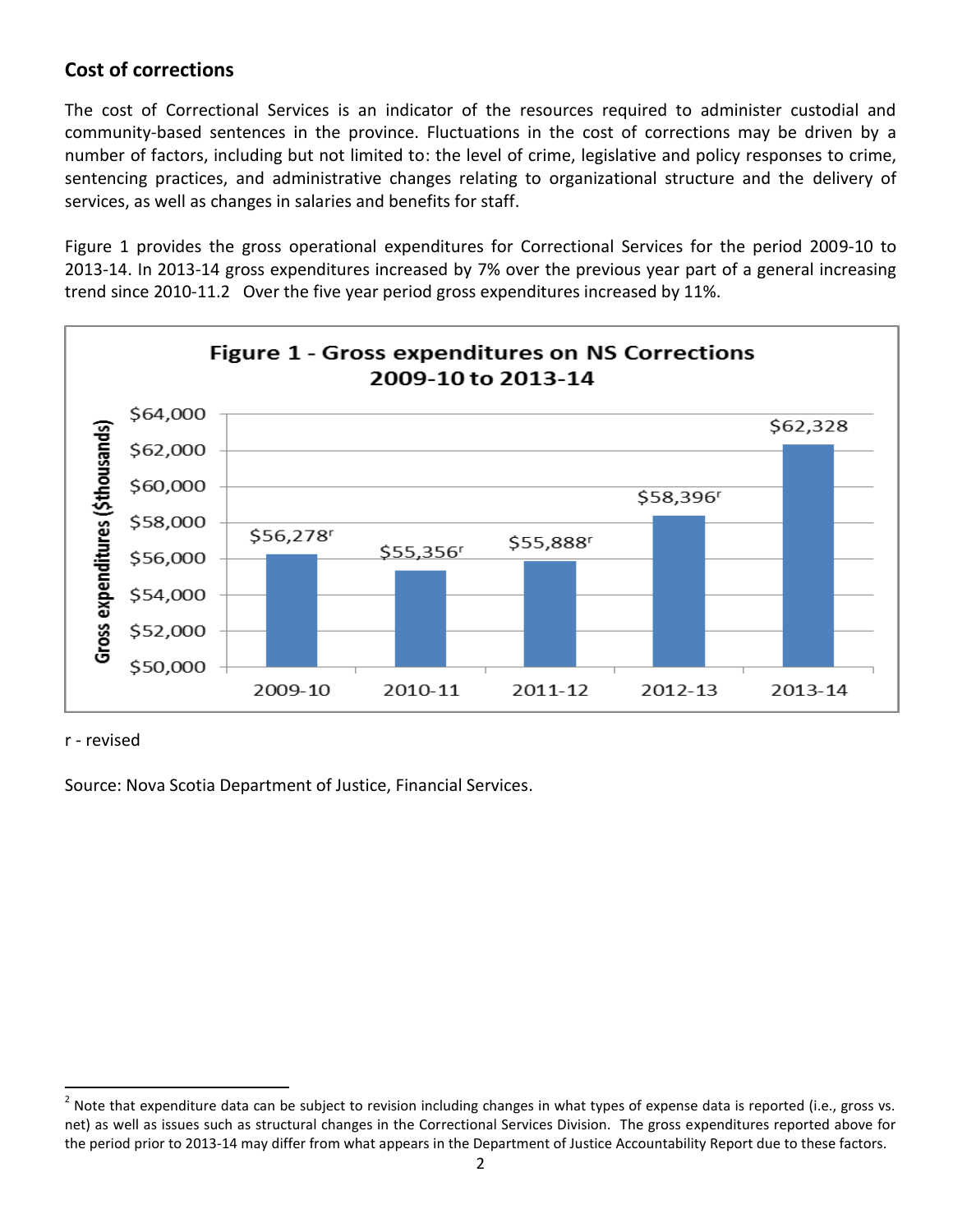## Cost of corrections

The cost of Correctional Services is an indicator of the resources required to administer custodial and community-based sentences in the province. Fluctuations in the cost of corrections may be driven by a number of factors, including but not limited to: the level of crime, legislative and policy responses to crime, sentencing practices, and administrative changes relating to organizational structure and the delivery of services, as well as changes in salaries and benefits for staff.

Figure 1 provides the gross operational expenditures for Correctional Services for the period 2009-10 to 2013-14. In 2013-14 gross expenditures increased by 7% over the previous year part of a general increasing trend since 2010-11.[2] Over the five year period gross expenditures increased by 11%.

**Figure 1 - Gross expenditures on NS Corrections 2009-10 to 2013-14**

| Year | Gross expenditures ($thousands) |
|---|---|
| 2009-10 | $56,278ʳ |
| 2010-11 | $55,356ʳ |
| 2011-12 | $55,888ʳ |
| 2012-13 | $58,396ʳ |
| 2013-14 | $62,328 |

r - revised

Source: Nova Scotia Department of Justice, Financial Services.

[2] Note that expenditure data can be subject to revision including changes in what types of expense data is reported (i.e., gross vs. net) as well as issues such as structural changes in the Correctional Services Division. The gross expenditures reported above for the period prior to 2013-14 may differ from what appears in the Department of Justice Accountability Report due to these factors.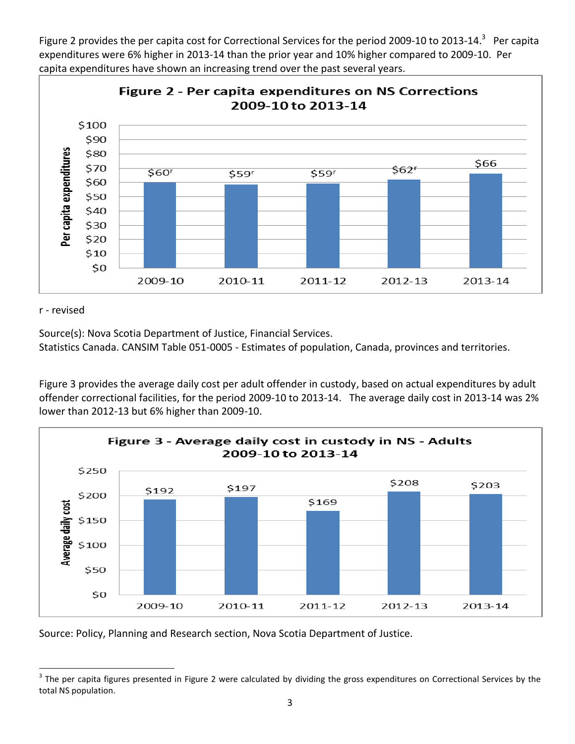Figure 2 provides the per capita cost for Correctional Services for the period 2009-10 to 2013-14.[3] Per capita expenditures were 6% higher in 2013-14 than the prior year and 10% higher compared to 2009-10. Per capita expenditures have shown an increasing trend over the past several years.

**Figure 2 - Per capita expenditures on NS Corrections 2009-10 to 2013-14**

| Year | Per capita expenditures |
|---|---|
| 2009-10 | $60[r] |
| 2010-11 | $59[r] |
| 2011-12 | $59[r] |
| 2012-13 | $62[r] |
| 2013-14 | $66 |

r - revised

Source(s): Nova Scotia Department of Justice, Financial Services.
Statistics Canada. CANSIM Table 051-0005 - Estimates of population, Canada, provinces and territories.

Figure 3 provides the average daily cost per adult offender in custody, based on actual expenditures by adult offender correctional facilities, for the period 2009-10 to 2013-14. The average daily cost in 2013-14 was 2% lower than 2012-13 but 6% higher than 2009-10.

**Figure 3 - Average daily cost in custody in NS - Adults 2009-10 to 2013-14**

| Year | Average daily cost |
|---|---|
| 2009-10 | $192 |
| 2010-11 | $197 |
| 2011-12 | $169 |
| 2012-13 | $208 |
| 2013-14 | $203 |

Source: Policy, Planning and Research section, Nova Scotia Department of Justice.

[3] The per capita figures presented in Figure 2 were calculated by dividing the gross expenditures on Correctional Services by the total NS population.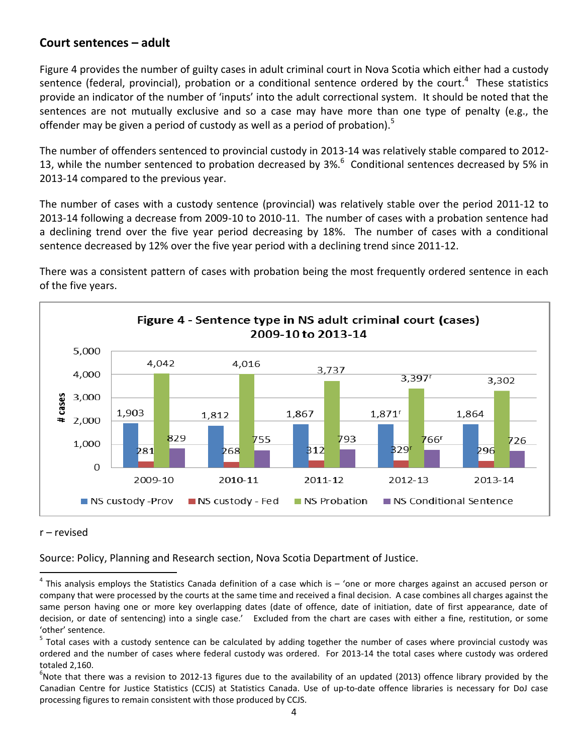## Court sentences – adult

Figure 4 provides the number of guilty cases in adult criminal court in Nova Scotia which either had a custody sentence (federal, provincial), probation or a conditional sentence ordered by the court.[4] These statistics provide an indicator of the number of 'inputs' into the adult correctional system. It should be noted that the sentences are not mutually exclusive and so a case may have more than one type of penalty (e.g., the offender may be given a period of custody as well as a period of probation).[5]

The number of offenders sentenced to provincial custody in 2013-14 was relatively stable compared to 2012-13, while the number sentenced to probation decreased by 3%.[6] Conditional sentences decreased by 5% in 2013-14 compared to the previous year.

The number of cases with a custody sentence (provincial) was relatively stable over the period 2011-12 to 2013-14 following a decrease from 2009-10 to 2010-11. The number of cases with a probation sentence had a declining trend over the five year period decreasing by 18%. The number of cases with a conditional sentence decreased by 12% over the five year period with a declining trend since 2011-12.

There was a consistent pattern of cases with probation being the most frequently ordered sentence in each of the five years.

**Figure 4 - Sentence type in NS adult criminal court (cases) 2009-10 to 2013-14**

| # cases | 2009-10 | 2010-11 | 2011-12 | 2012-13 | 2013-14 |
|---|---|---|---|---|---|
| NS custody -Prov | 1,903 | 1,812 | 1,867 | 1,871[r] | 1,864 |
| NS custody - Fed | 281 | 268 | 312 | 329[r] | 296 |
| NS Probation | 4,042 | 4,016 | 3,737 | 3,397[r] | 3,302 |
| NS Conditional Sentence | 829 | 755 | 793 | 766[r] | 726 |

r – revised

Source: Policy, Planning and Research section, Nova Scotia Department of Justice.

---

[4] This analysis employs the Statistics Canada definition of a case which is – 'one or more charges against an accused person or company that were processed by the courts at the same time and received a final decision. A case combines all charges against the same person having one or more key overlapping dates (date of offence, date of initiation, date of first appearance, date of decision, or date of sentencing) into a single case.' Excluded from the chart are cases with either a fine, restitution, or some 'other' sentence.

[5] Total cases with a custody sentence can be calculated by adding together the number of cases where provincial custody was ordered and the number of cases where federal custody was ordered. For 2013-14 the total cases where custody was ordered totaled 2,160.

[6] Note that there was a revision to 2012-13 figures due to the availability of an updated (2013) offence library provided by the Canadian Centre for Justice Statistics (CCJS) at Statistics Canada. Use of up-to-date offence libraries is necessary for DoJ case processing figures to remain consistent with those produced by CCJS.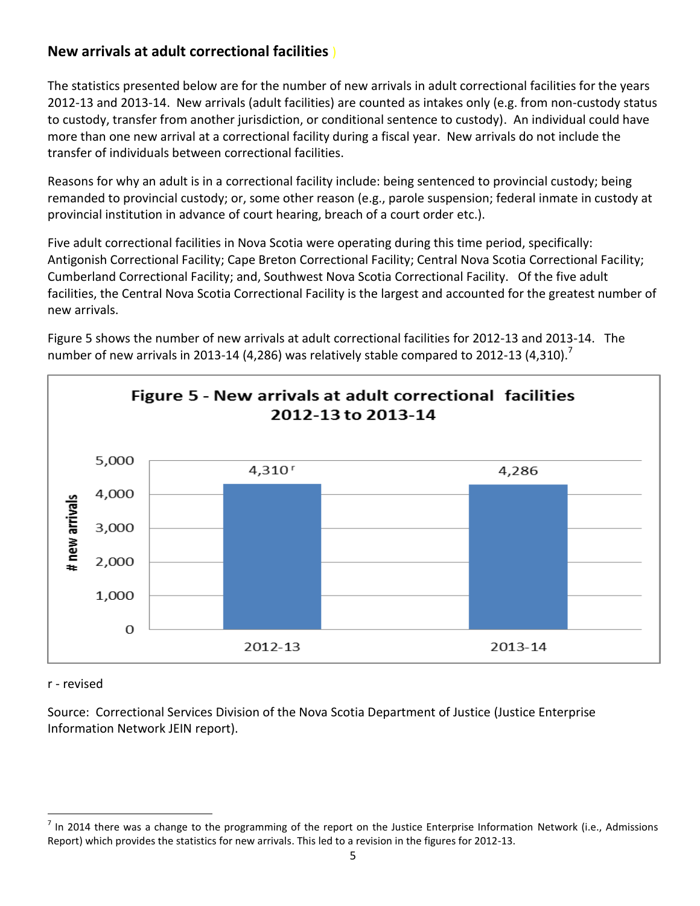## New arrivals at adult correctional facilities

The statistics presented below are for the number of new arrivals in adult correctional facilities for the years 2012-13 and 2013-14. New arrivals (adult facilities) are counted as intakes only (e.g. from non-custody status to custody, transfer from another jurisdiction, or conditional sentence to custody). An individual could have more than one new arrival at a correctional facility during a fiscal year. New arrivals do not include the transfer of individuals between correctional facilities.

Reasons for why an adult is in a correctional facility include: being sentenced to provincial custody; being remanded to provincial custody; or, some other reason (e.g., parole suspension; federal inmate in custody at provincial institution in advance of court hearing, breach of a court order etc.).

Five adult correctional facilities in Nova Scotia were operating during this time period, specifically: Antigonish Correctional Facility; Cape Breton Correctional Facility; Central Nova Scotia Correctional Facility; Cumberland Correctional Facility; and, Southwest Nova Scotia Correctional Facility. Of the five adult facilities, the Central Nova Scotia Correctional Facility is the largest and accounted for the greatest number of new arrivals.

Figure 5 shows the number of new arrivals at adult correctional facilities for 2012-13 and 2013-14. The number of new arrivals in 2013-14 (4,286) was relatively stable compared to 2012-13 (4,310).[7]

**Figure 5 - New arrivals at adult correctional facilities 2012-13 to 2013-14**

| Year | # new arrivals |
|---|---|
| 2012-13 | 4,310 r |
| 2013-14 | 4,286 |

r - revised

Source: Correctional Services Division of the Nova Scotia Department of Justice (Justice Enterprise Information Network JEIN report).

---

[7] In 2014 there was a change to the programming of the report on the Justice Enterprise Information Network (i.e., Admissions Report) which provides the statistics for new arrivals. This led to a revision in the figures for 2012-13.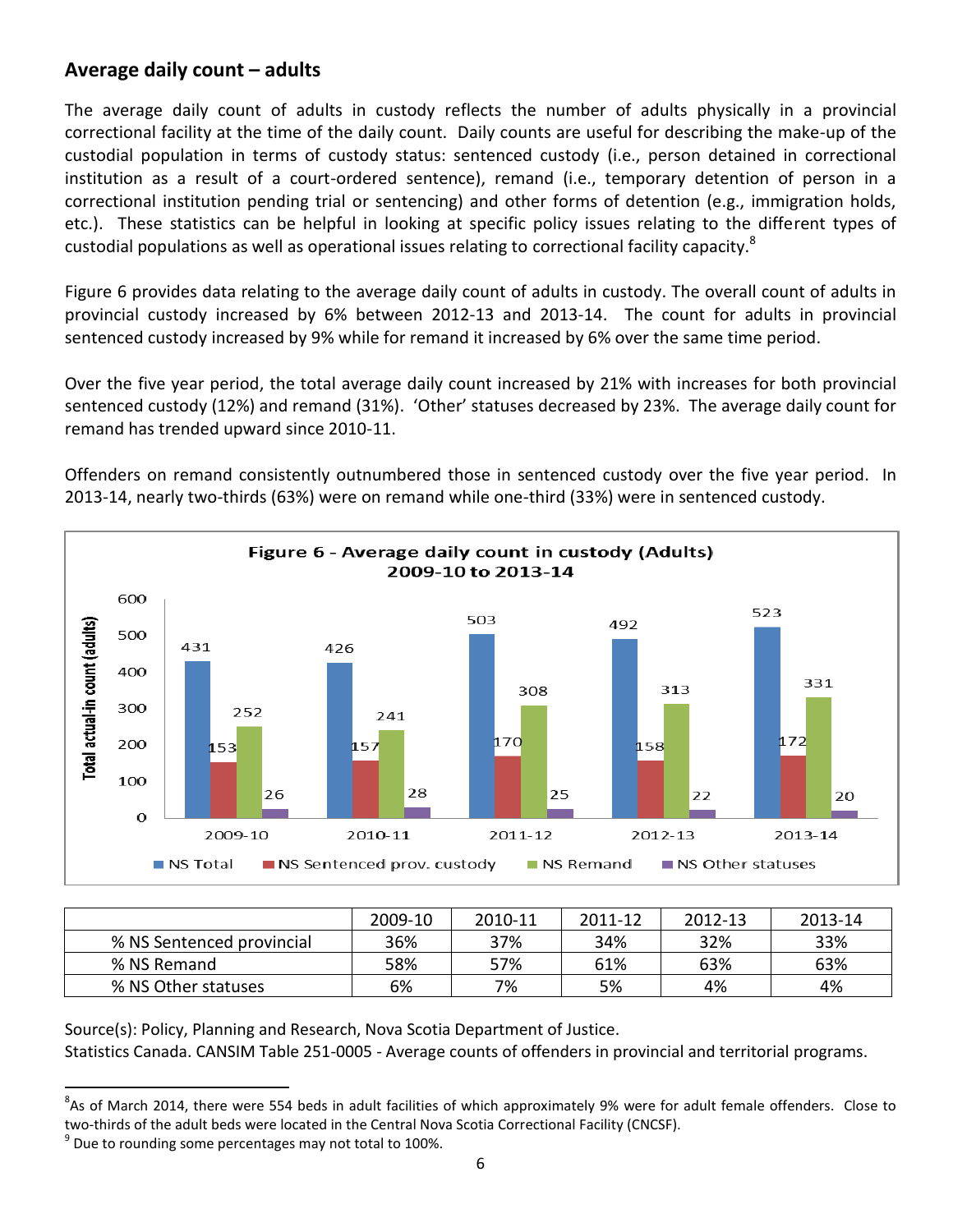## Average daily count – adults

The average daily count of adults in custody reflects the number of adults physically in a provincial correctional facility at the time of the daily count. Daily counts are useful for describing the make-up of the custodial population in terms of custody status: sentenced custody (i.e., person detained in correctional institution as a result of a court-ordered sentence), remand (i.e., temporary detention of person in a correctional institution pending trial or sentencing) and other forms of detention (e.g., immigration holds, etc.). These statistics can be helpful in looking at specific policy issues relating to the different types of custodial populations as well as operational issues relating to correctional facility capacity.[8]

Figure 6 provides data relating to the average daily count of adults in custody. The overall count of adults in provincial custody increased by 6% between 2012-13 and 2013-14. The count for adults in provincial sentenced custody increased by 9% while for remand it increased by 6% over the same time period.

Over the five year period, the total average daily count increased by 21% with increases for both provincial sentenced custody (12%) and remand (31%). 'Other' statuses decreased by 23%. The average daily count for remand has trended upward since 2010-11.

Offenders on remand consistently outnumbered those in sentenced custody over the five year period. In 2013-14, nearly two-thirds (63%) were on remand while one-third (33%) were in sentenced custody.

**Figure 6 - Average daily count in custody (Adults) 2009-10 to 2013-14**

| | 2009-10 | 2010-11 | 2011-12 | 2012-13 | 2013-14 |
|---|---|---|---|---|---|
| NS Total | 431 | 426 | 503 | 492 | 523 |
| NS Sentenced prov. custody | 153 | 157 | 170 | 158 | 172 |
| NS Remand | 252 | 241 | 308 | 313 | 331 |
| NS Other statuses | 26 | 28 | 25 | 22 | 20 |

| | 2009-10 | 2010-11 | 2011-12 | 2012-13 | 2013-14 |
|---|---|---|---|---|---|
| % NS Sentenced provincial | 36% | 37% | 34% | 32% | 33% |
| % NS Remand | 58% | 57% | 61% | 63% | 63% |
| % NS Other statuses | 6% | 7% | 5% | 4% | 4% |

Source(s): Policy, Planning and Research, Nova Scotia Department of Justice.
Statistics Canada. CANSIM Table 251-0005 - Average counts of offenders in provincial and territorial programs.

---

[8] As of March 2014, there were 554 beds in adult facilities of which approximately 9% were for adult female offenders. Close to two-thirds of the adult beds were located in the Central Nova Scotia Correctional Facility (CNCSF).

[9] Due to rounding some percentages may not total to 100%.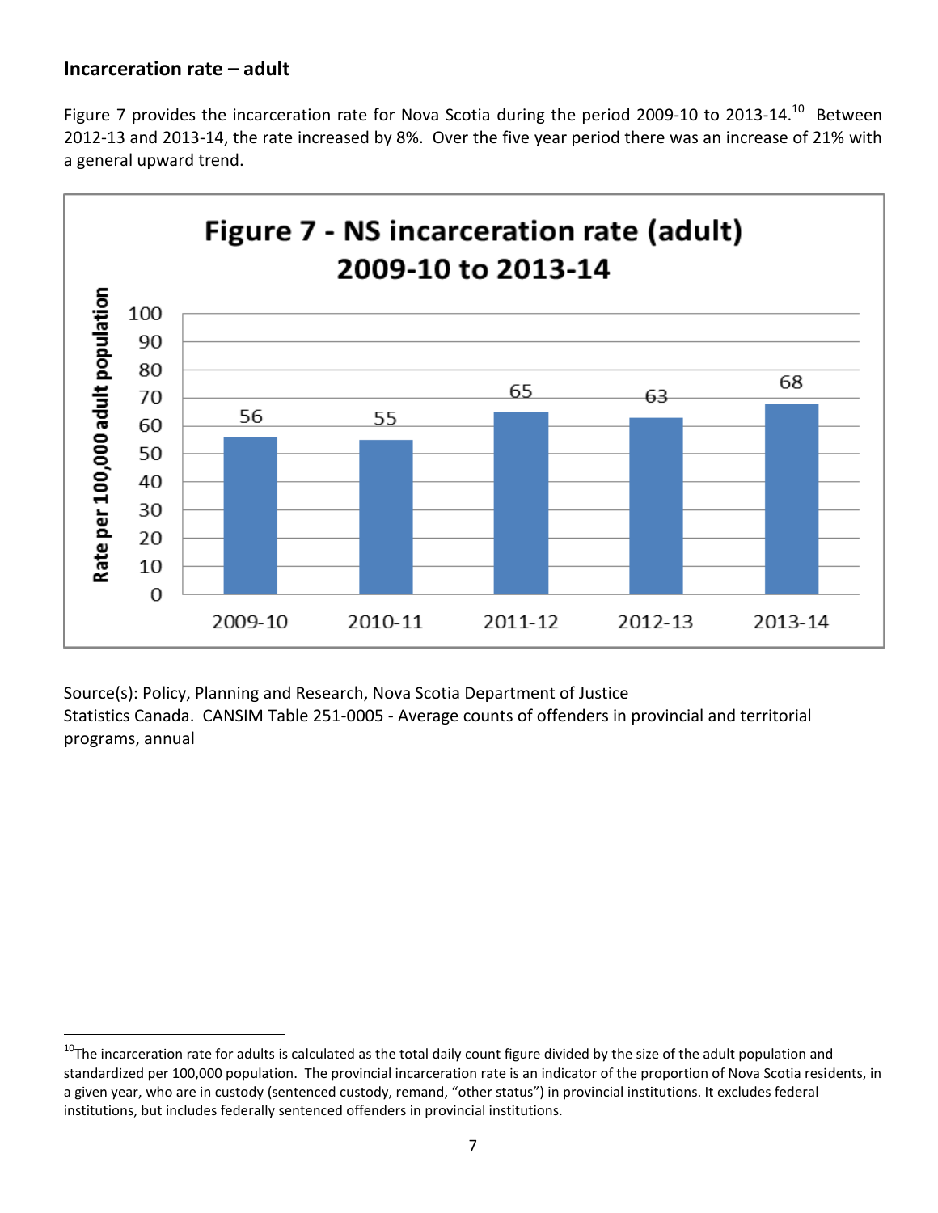## Incarceration rate – adult

Figure 7 provides the incarceration rate for Nova Scotia during the period 2009-10 to 2013-14.[10] Between 2012-13 and 2013-14, the rate increased by 8%. Over the five year period there was an increase of 21% with a general upward trend.

**Figure 7 - NS incarceration rate (adult) 2009-10 to 2013-14**

| Year | Rate per 100,000 adult population |
|---|---|
| 2009-10 | 56 |
| 2010-11 | 55 |
| 2011-12 | 65 |
| 2012-13 | 63 |
| 2013-14 | 68 |

Source(s): Policy, Planning and Research, Nova Scotia Department of Justice
Statistics Canada. CANSIM Table 251-0005 - Average counts of offenders in provincial and territorial programs, annual

[10]The incarceration rate for adults is calculated as the total daily count figure divided by the size of the adult population and standardized per 100,000 population. The provincial incarceration rate is an indicator of the proportion of Nova Scotia residents, in a given year, who are in custody (sentenced custody, remand, "other status") in provincial institutions. It excludes federal institutions, but includes federally sentenced offenders in provincial institutions.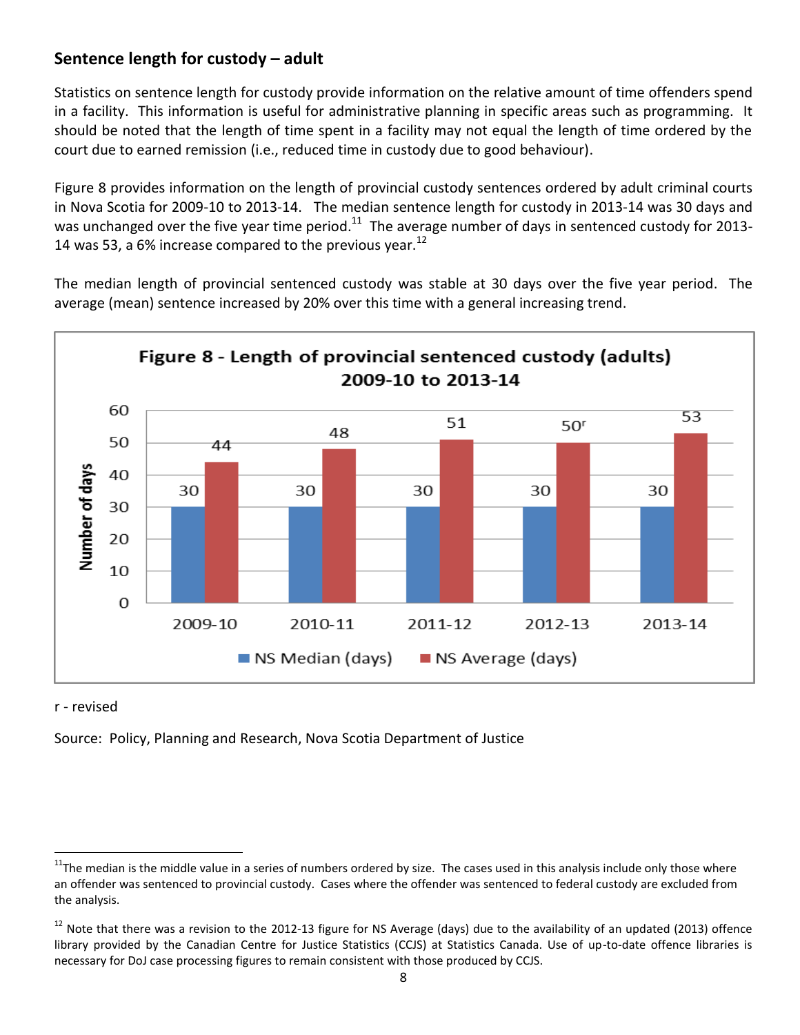## Sentence length for custody – adult

Statistics on sentence length for custody provide information on the relative amount of time offenders spend in a facility. This information is useful for administrative planning in specific areas such as programming. It should be noted that the length of time spent in a facility may not equal the length of time ordered by the court due to earned remission (i.e., reduced time in custody due to good behaviour).

Figure 8 provides information on the length of provincial custody sentences ordered by adult criminal courts in Nova Scotia for 2009-10 to 2013-14. The median sentence length for custody in 2013-14 was 30 days and was unchanged over the five year time period.[11] The average number of days in sentenced custody for 2013-14 was 53, a 6% increase compared to the previous year.[12]

The median length of provincial sentenced custody was stable at 30 days over the five year period. The average (mean) sentence increased by 20% over this time with a general increasing trend.

**Figure 8 - Length of provincial sentenced custody (adults) 2009-10 to 2013-14**

| | 2009-10 | 2010-11 | 2011-12 | 2012-13 | 2013-14 |
|---|---|---|---|---|---|
| NS Median (days) | 30 | 30 | 30 | 30 | 30 |
| NS Average (days) | 44 | 48 | 51 | 50r | 53 |

r - revised

Source: Policy, Planning and Research, Nova Scotia Department of Justice

[11] The median is the middle value in a series of numbers ordered by size. The cases used in this analysis include only those where an offender was sentenced to provincial custody. Cases where the offender was sentenced to federal custody are excluded from the analysis.

[12] Note that there was a revision to the 2012-13 figure for NS Average (days) due to the availability of an updated (2013) offence library provided by the Canadian Centre for Justice Statistics (CCJS) at Statistics Canada. Use of up-to-date offence libraries is necessary for DoJ case processing figures to remain consistent with those produced by CCJS.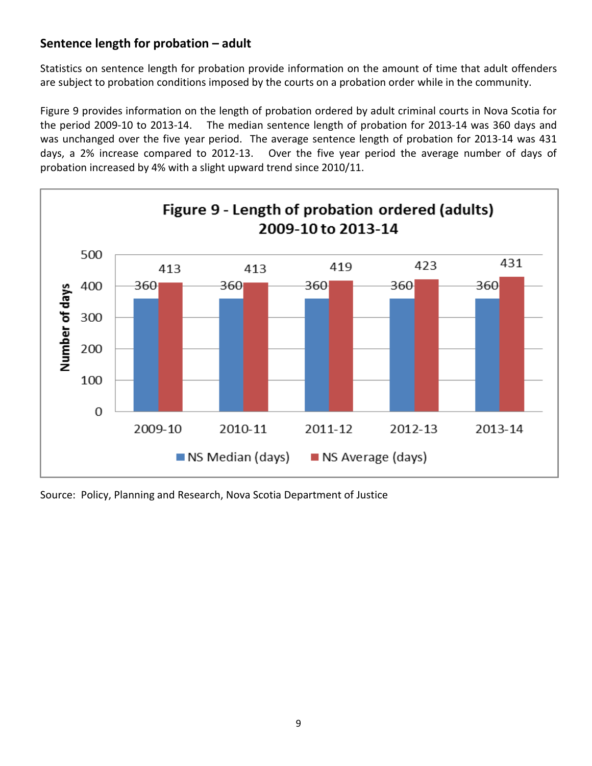## Sentence length for probation – adult

Statistics on sentence length for probation provide information on the amount of time that adult offenders are subject to probation conditions imposed by the courts on a probation order while in the community.

Figure 9 provides information on the length of probation ordered by adult criminal courts in Nova Scotia for the period 2009-10 to 2013-14. The median sentence length of probation for 2013-14 was 360 days and was unchanged over the five year period. The average sentence length of probation for 2013-14 was 431 days, a 2% increase compared to 2012-13. Over the five year period the average number of days of probation increased by 4% with a slight upward trend since 2010/11.

**Figure 9 - Length of probation ordered (adults) 2009-10 to 2013-14**

| Number of days | 2009-10 | 2010-11 | 2011-12 | 2012-13 | 2013-14 |
|---|---|---|---|---|---|
| NS Median (days) | 360 | 360 | 360 | 360 | 360 |
| NS Average (days) | 413 | 413 | 419 | 423 | 431 |

Source: Policy, Planning and Research, Nova Scotia Department of Justice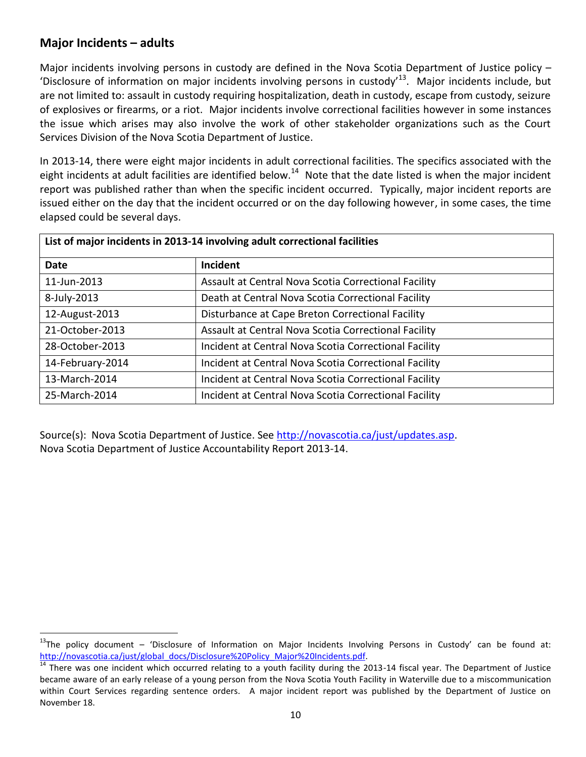## Major Incidents – adults

Major incidents involving persons in custody are defined in the Nova Scotia Department of Justice policy – 'Disclosure of information on major incidents involving persons in custody'[13]. Major incidents include, but are not limited to: assault in custody requiring hospitalization, death in custody, escape from custody, seizure of explosives or firearms, or a riot. Major incidents involve correctional facilities however in some instances the issue which arises may also involve the work of other stakeholder organizations such as the Court Services Division of the Nova Scotia Department of Justice.

In 2013-14, there were eight major incidents in adult correctional facilities. The specifics associated with the eight incidents at adult facilities are identified below.[14] Note that the date listed is when the major incident report was published rather than when the specific incident occurred. Typically, major incident reports are issued either on the day that the incident occurred or on the day following however, in some cases, the time elapsed could be several days.

| List of major incidents in 2013-14 involving adult correctional facilities | |
|---|---|
| **Date** | **Incident** |
| 11-Jun-2013 | Assault at Central Nova Scotia Correctional Facility |
| 8-July-2013 | Death at Central Nova Scotia Correctional Facility |
| 12-August-2013 | Disturbance at Cape Breton Correctional Facility |
| 21-October-2013 | Assault at Central Nova Scotia Correctional Facility |
| 28-October-2013 | Incident at Central Nova Scotia Correctional Facility |
| 14-February-2014 | Incident at Central Nova Scotia Correctional Facility |
| 13-March-2014 | Incident at Central Nova Scotia Correctional Facility |
| 25-March-2014 | Incident at Central Nova Scotia Correctional Facility |

Source(s): Nova Scotia Department of Justice. See http://novascotia.ca/just/updates.asp.
Nova Scotia Department of Justice Accountability Report 2013-14.

---

[13] The policy document – 'Disclosure of Information on Major Incidents Involving Persons in Custody' can be found at: http://novascotia.ca/just/global_docs/Disclosure%20Policy_Major%20Incidents.pdf.

[14] There was one incident which occurred relating to a youth facility during the 2013-14 fiscal year. The Department of Justice became aware of an early release of a young person from the Nova Scotia Youth Facility in Waterville due to a miscommunication within Court Services regarding sentence orders. A major incident report was published by the Department of Justice on November 18.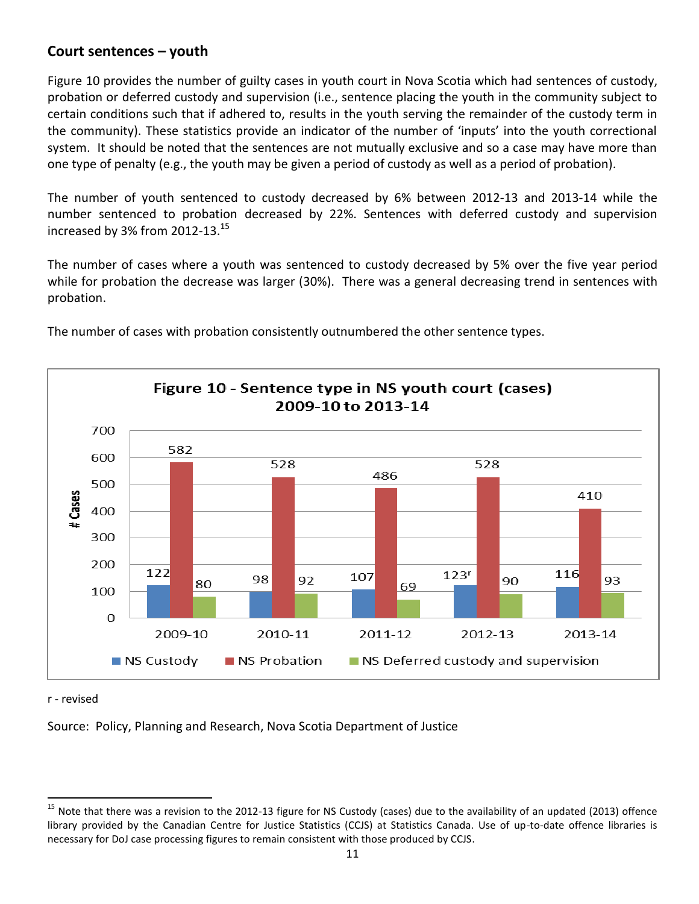## Court sentences – youth

Figure 10 provides the number of guilty cases in youth court in Nova Scotia which had sentences of custody, probation or deferred custody and supervision (i.e., sentence placing the youth in the community subject to certain conditions such that if adhered to, results in the youth serving the remainder of the custody term in the community). These statistics provide an indicator of the number of 'inputs' into the youth correctional system. It should be noted that the sentences are not mutually exclusive and so a case may have more than one type of penalty (e.g., the youth may be given a period of custody as well as a period of probation).

The number of youth sentenced to custody decreased by 6% between 2012-13 and 2013-14 while the number sentenced to probation decreased by 22%. Sentences with deferred custody and supervision increased by 3% from 2012-13.[15]

The number of cases where a youth was sentenced to custody decreased by 5% over the five year period while for probation the decrease was larger (30%). There was a general decreasing trend in sentences with probation.

The number of cases with probation consistently outnumbered the other sentence types.

**Figure 10 - Sentence type in NS youth court (cases) 2009-10 to 2013-14**

| # Cases | 2009-10 | 2010-11 | 2011-12 | 2012-13 | 2013-14 |
|---|---|---|---|---|---|
| NS Custody | 122 | 98 | 107 | 123r | 116 |
| NS Probation | 582 | 528 | 486 | 528 | 410 |
| NS Deferred custody and supervision | 80 | 92 | 69 | 90 | 93 |

r - revised

Source: Policy, Planning and Research, Nova Scotia Department of Justice

[15] Note that there was a revision to the 2012-13 figure for NS Custody (cases) due to the availability of an updated (2013) offence library provided by the Canadian Centre for Justice Statistics (CCJS) at Statistics Canada. Use of up-to-date offence libraries is necessary for DoJ case processing figures to remain consistent with those produced by CCJS.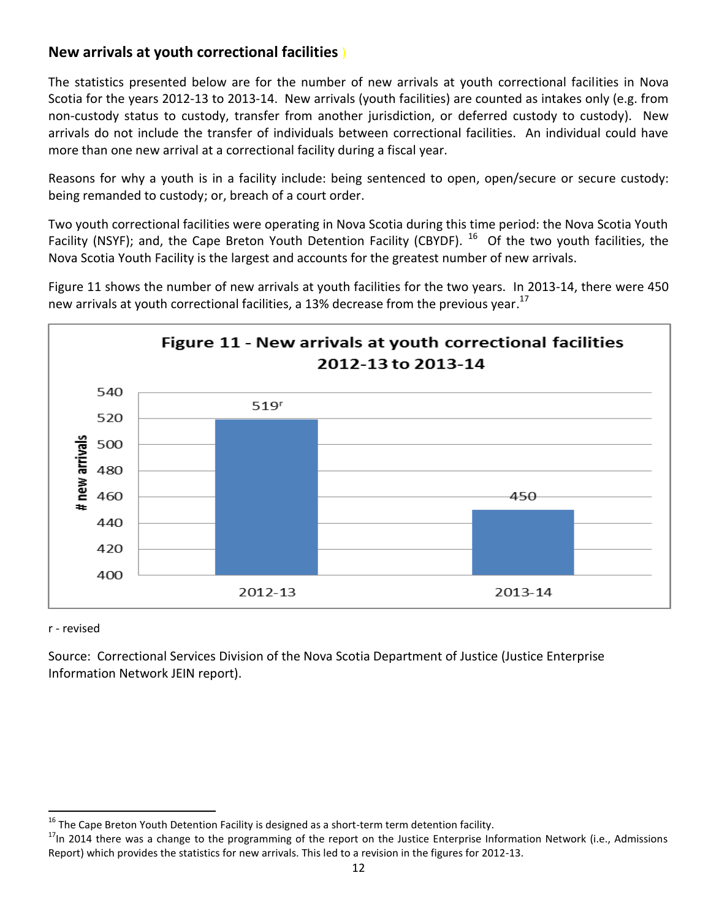## New arrivals at youth correctional facilities

The statistics presented below are for the number of new arrivals at youth correctional facilities in Nova Scotia for the years 2012-13 to 2013-14. New arrivals (youth facilities) are counted as intakes only (e.g. from non-custody status to custody, transfer from another jurisdiction, or deferred custody to custody). New arrivals do not include the transfer of individuals between correctional facilities. An individual could have more than one new arrival at a correctional facility during a fiscal year.

Reasons for why a youth is in a facility include: being sentenced to open, open/secure or secure custody: being remanded to custody; or, breach of a court order.

Two youth correctional facilities were operating in Nova Scotia during this time period: the Nova Scotia Youth Facility (NSYF); and, the Cape Breton Youth Detention Facility (CBYDF). [16] Of the two youth facilities, the Nova Scotia Youth Facility is the largest and accounts for the greatest number of new arrivals.

Figure 11 shows the number of new arrivals at youth facilities for the two years. In 2013-14, there were 450 new arrivals at youth correctional facilities, a 13% decrease from the previous year.[17]

**Figure 11 - New arrivals at youth correctional facilities 2012-13 to 2013-14**

| Year | # new arrivals |
|---|---|
| 2012-13 | 519r |
| 2013-14 | 450 |

r - revised

Source: Correctional Services Division of the Nova Scotia Department of Justice (Justice Enterprise Information Network JEIN report).

[16] The Cape Breton Youth Detention Facility is designed as a short-term term detention facility.

[17] In 2014 there was a change to the programming of the report on the Justice Enterprise Information Network (i.e., Admissions Report) which provides the statistics for new arrivals. This led to a revision in the figures for 2012-13.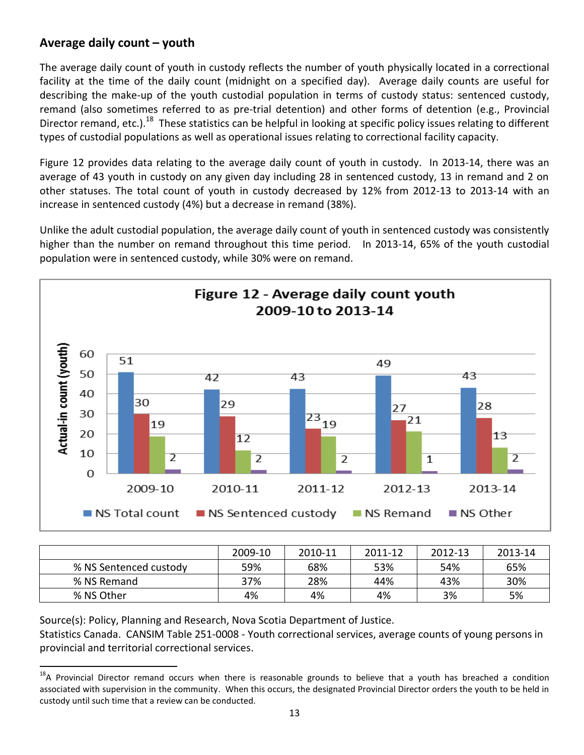## Average daily count – youth

The average daily count of youth in custody reflects the number of youth physically located in a correctional facility at the time of the daily count (midnight on a specified day). Average daily counts are useful for describing the make-up of the youth custodial population in terms of custody status: sentenced custody, remand (also sometimes referred to as pre-trial detention) and other forms of detention (e.g., Provincial Director remand, etc.).[18] These statistics can be helpful in looking at specific policy issues relating to different types of custodial populations as well as operational issues relating to correctional facility capacity.

Figure 12 provides data relating to the average daily count of youth in custody. In 2013-14, there was an average of 43 youth in custody on any given day including 28 in sentenced custody, 13 in remand and 2 on other statuses. The total count of youth in custody decreased by 12% from 2012-13 to 2013-14 with an increase in sentenced custody (4%) but a decrease in remand (38%).

Unlike the adult custodial population, the average daily count of youth in sentenced custody was consistently higher than the number on remand throughout this time period. In 2013-14, 65% of the youth custodial population were in sentenced custody, while 30% were on remand.

**Figure 12 - Average daily count youth 2009-10 to 2013-14**

| Actual-in count (youth) | 2009-10 | 2010-11 | 2011-12 | 2012-13 | 2013-14 |
|---|---|---|---|---|---|
| NS Total count | 51 | 42 | 43 | 49 | 43 |
| NS Sentenced custody | 30 | 29 | 23 | 27 | 28 |
| NS Remand | 19 | 12 | 19 | 21 | 13 |
| NS Other | 2 | 2 | 2 | 1 | 2 |

| | 2009-10 | 2010-11 | 2011-12 | 2012-13 | 2013-14 |
|---|---|---|---|---|---|
| % NS Sentenced custody | 59% | 68% | 53% | 54% | 65% |
| % NS Remand | 37% | 28% | 44% | 43% | 30% |
| % NS Other | 4% | 4% | 4% | 3% | 5% |

Source(s): Policy, Planning and Research, Nova Scotia Department of Justice.
Statistics Canada. CANSIM Table 251-0008 - Youth correctional services, average counts of young persons in provincial and territorial correctional services.

---

[18] A Provincial Director remand occurs when there is reasonable grounds to believe that a youth has breached a condition associated with supervision in the community. When this occurs, the designated Provincial Director orders the youth to be held in custody until such time that a review can be conducted.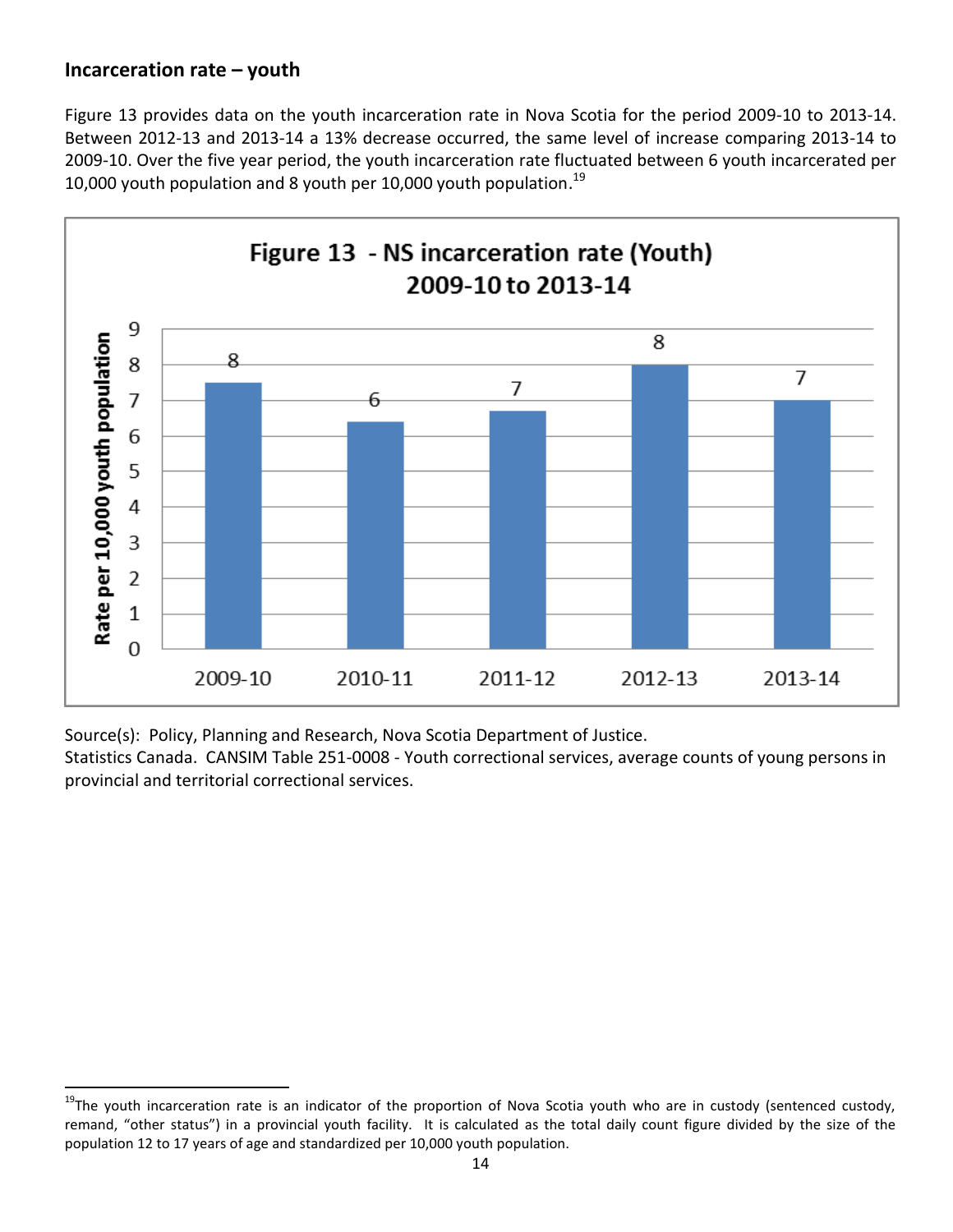## Incarceration rate – youth

Figure 13 provides data on the youth incarceration rate in Nova Scotia for the period 2009-10 to 2013-14. Between 2012-13 and 2013-14 a 13% decrease occurred, the same level of increase comparing 2013-14 to 2009-10. Over the five year period, the youth incarceration rate fluctuated between 6 youth incarcerated per 10,000 youth population and 8 youth per 10,000 youth population.[19]

**Figure 13 - NS incarceration rate (Youth) 2009-10 to 2013-14**

| Year | Rate per 10,000 youth population |
|---|---|
| 2009-10 | 8 |
| 2010-11 | 6 |
| 2011-12 | 7 |
| 2012-13 | 8 |
| 2013-14 | 7 |

Source(s): Policy, Planning and Research, Nova Scotia Department of Justice.
Statistics Canada. CANSIM Table 251-0008 - Youth correctional services, average counts of young persons in provincial and territorial correctional services.

[19] The youth incarceration rate is an indicator of the proportion of Nova Scotia youth who are in custody (sentenced custody, remand, "other status") in a provincial youth facility. It is calculated as the total daily count figure divided by the size of the population 12 to 17 years of age and standardized per 10,000 youth population.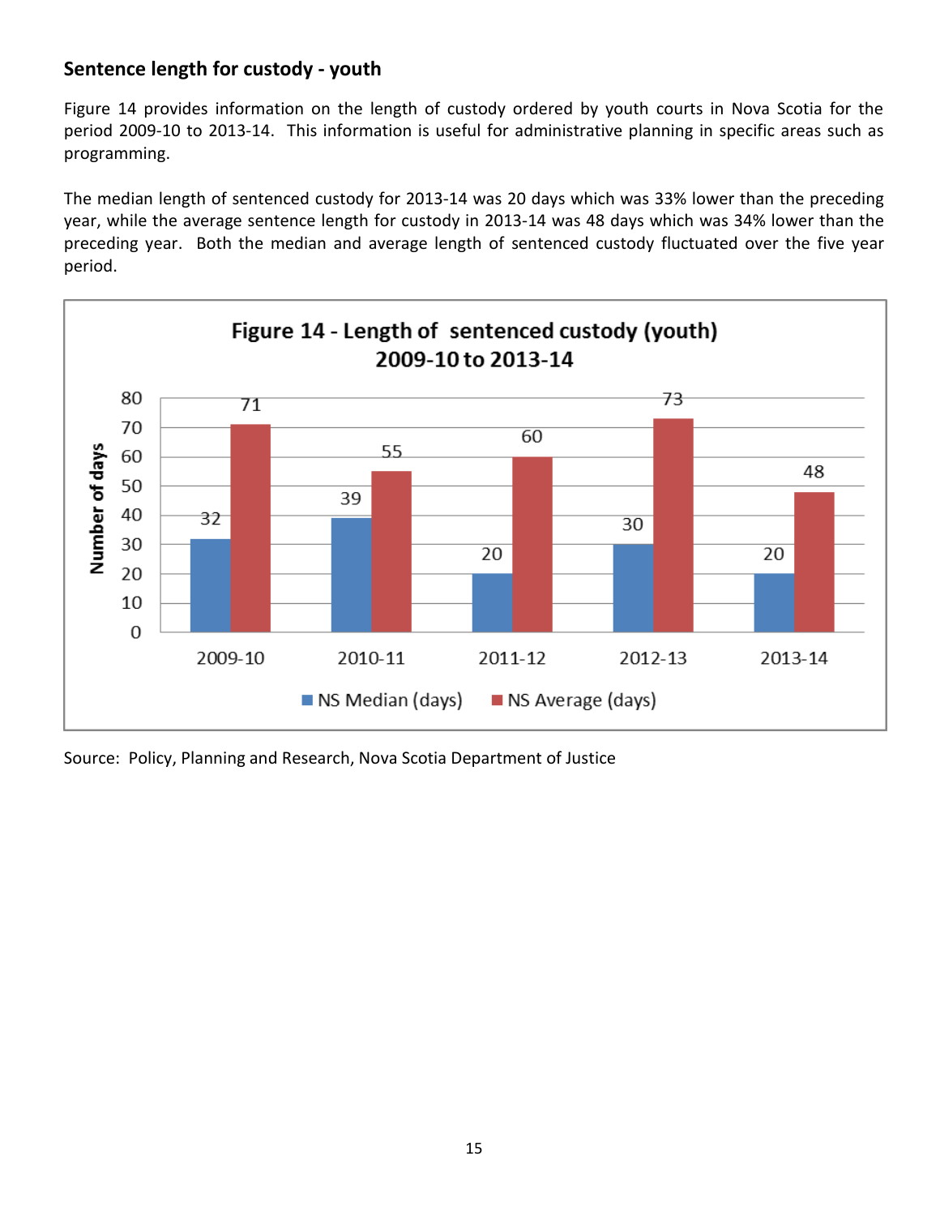### Sentence length for custody - youth

Figure 14 provides information on the length of custody ordered by youth courts in Nova Scotia for the period 2009-10 to 2013-14. This information is useful for administrative planning in specific areas such as programming.

The median length of sentenced custody for 2013-14 was 20 days which was 33% lower than the preceding year, while the average sentence length for custody in 2013-14 was 48 days which was 34% lower than the preceding year. Both the median and average length of sentenced custody fluctuated over the five year period.

**Figure 14 - Length of sentenced custody (youth) 2009-10 to 2013-14**

| | 2009-10 | 2010-11 | 2011-12 | 2012-13 | 2013-14 |
|---|---|---|---|---|---|
| NS Median (days) | 32 | 39 | 20 | 30 | 20 |
| NS Average (days) | 71 | 55 | 60 | 73 | 48 |

Source: Policy, Planning and Research, Nova Scotia Department of Justice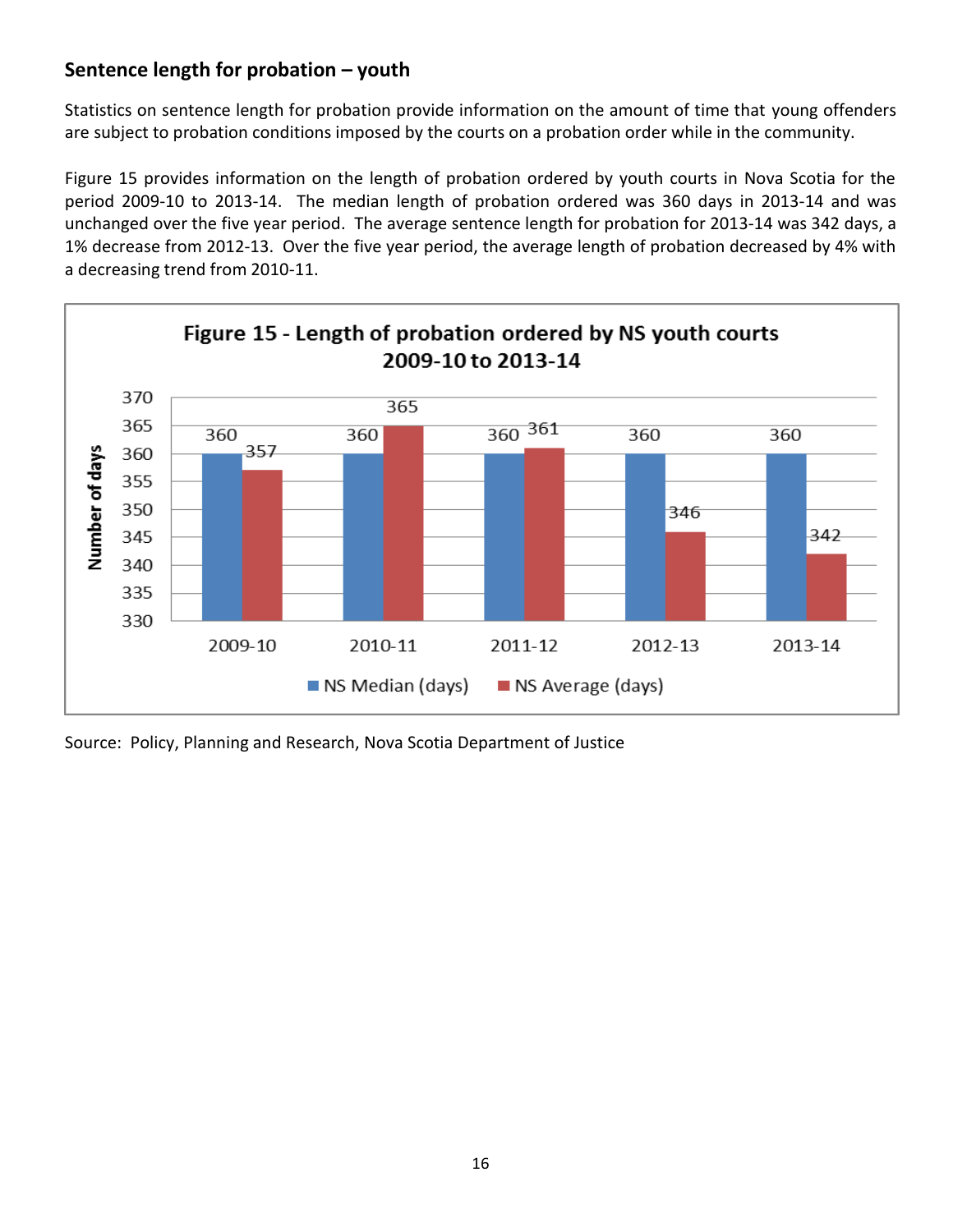## Sentence length for probation – youth

Statistics on sentence length for probation provide information on the amount of time that young offenders are subject to probation conditions imposed by the courts on a probation order while in the community.

Figure 15 provides information on the length of probation ordered by youth courts in Nova Scotia for the period 2009-10 to 2013-14. The median length of probation ordered was 360 days in 2013-14 and was unchanged over the five year period. The average sentence length for probation for 2013-14 was 342 days, a 1% decrease from 2012-13. Over the five year period, the average length of probation decreased by 4% with a decreasing trend from 2010-11.

**Figure 15 - Length of probation ordered by NS youth courts 2009-10 to 2013-14**

| | 2009-10 | 2010-11 | 2011-12 | 2012-13 | 2013-14 |
|---|---|---|---|---|---|
| NS Median (days) | 360 | 360 | 360 | 360 | 360 |
| NS Average (days) | 357 | 365 | 361 | 346 | 342 |

Source: Policy, Planning and Research, Nova Scotia Department of Justice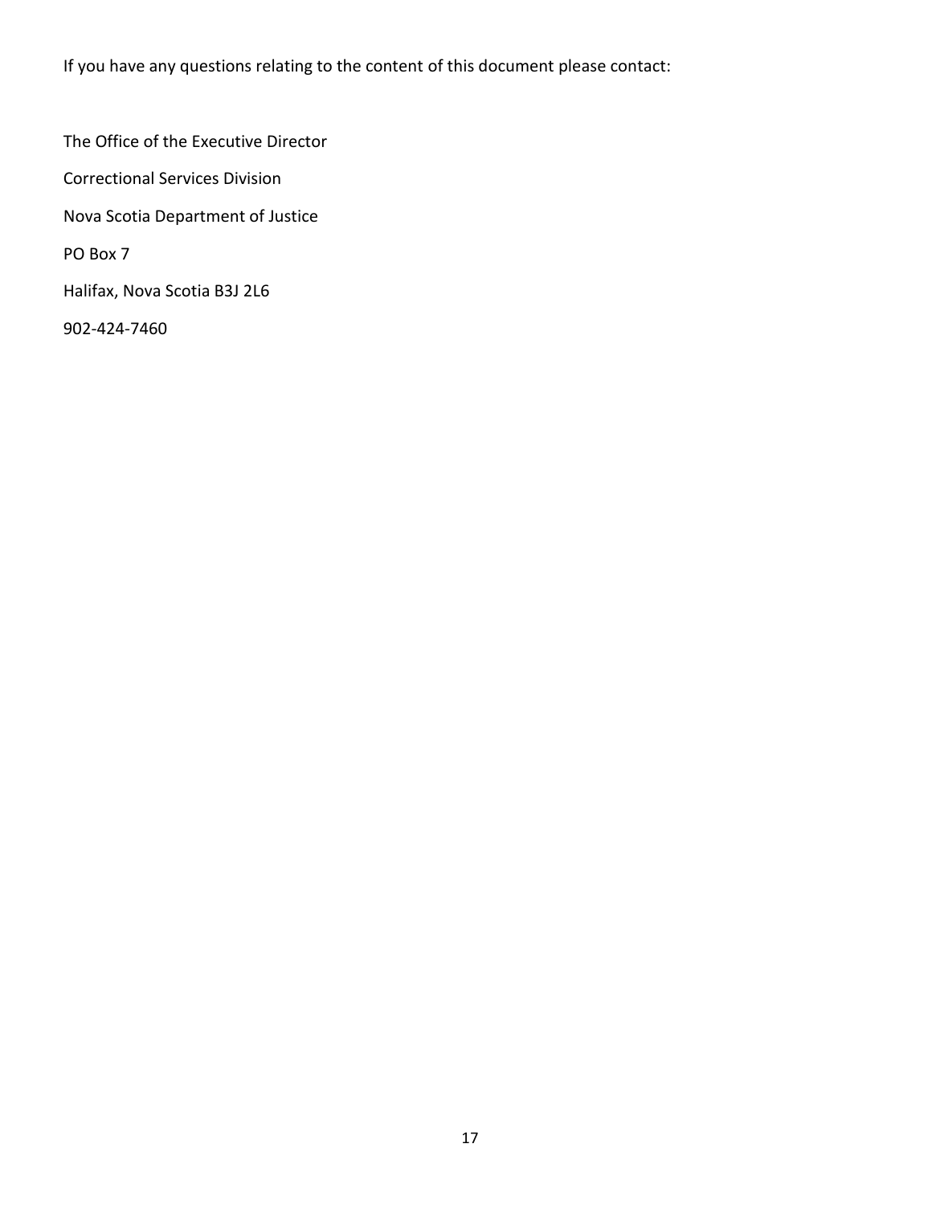If you have any questions relating to the content of this document please contact:

The Office of the Executive Director

Correctional Services Division

Nova Scotia Department of Justice

PO Box 7

Halifax, Nova Scotia B3J 2L6

902-424-7460